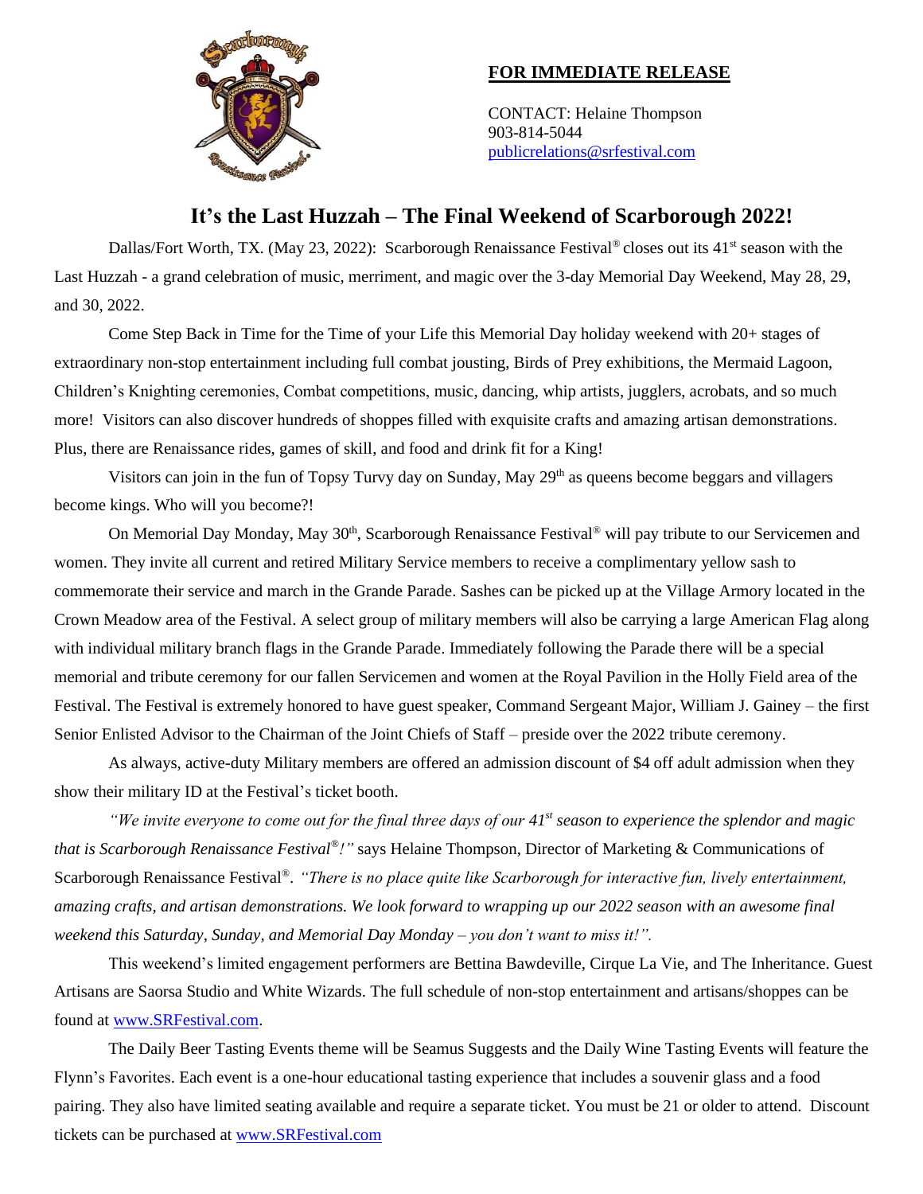**FOR IMMEDIATE RELEASE**

CONTACT: Helaine Thompson
903-814-5044
publicrelations@srfestival.com

# It's the Last Huzzah – The Final Weekend of Scarborough 2022!

Dallas/Fort Worth, TX. (May 23, 2022): Scarborough Renaissance Festival® closes out its 41st season with the Last Huzzah - a grand celebration of music, merriment, and magic over the 3-day Memorial Day Weekend, May 28, 29, and 30, 2022.

Come Step Back in Time for the Time of your Life this Memorial Day holiday weekend with 20+ stages of extraordinary non-stop entertainment including full combat jousting, Birds of Prey exhibitions, the Mermaid Lagoon, Children's Knighting ceremonies, Combat competitions, music, dancing, whip artists, jugglers, acrobats, and so much more! Visitors can also discover hundreds of shoppes filled with exquisite crafts and amazing artisan demonstrations. Plus, there are Renaissance rides, games of skill, and food and drink fit for a King!

Visitors can join in the fun of Topsy Turvy day on Sunday, May 29th as queens become beggars and villagers become kings. Who will you become?!

On Memorial Day Monday, May 30th, Scarborough Renaissance Festival® will pay tribute to our Servicemen and women. They invite all current and retired Military Service members to receive a complimentary yellow sash to commemorate their service and march in the Grande Parade. Sashes can be picked up at the Village Armory located in the Crown Meadow area of the Festival. A select group of military members will also be carrying a large American Flag along with individual military branch flags in the Grande Parade. Immediately following the Parade there will be a special memorial and tribute ceremony for our fallen Servicemen and women at the Royal Pavilion in the Holly Field area of the Festival. The Festival is extremely honored to have guest speaker, Command Sergeant Major, William J. Gainey – the first Senior Enlisted Advisor to the Chairman of the Joint Chiefs of Staff – preside over the 2022 tribute ceremony.

As always, active-duty Military members are offered an admission discount of $4 off adult admission when they show their military ID at the Festival's ticket booth.

*"We invite everyone to come out for the final three days of our 41st season to experience the splendor and magic that is Scarborough Renaissance Festival®!"* says Helaine Thompson, Director of Marketing & Communications of Scarborough Renaissance Festival®. *"There is no place quite like Scarborough for interactive fun, lively entertainment, amazing crafts, and artisan demonstrations. We look forward to wrapping up our 2022 season with an awesome final weekend this Saturday, Sunday, and Memorial Day Monday – you don't want to miss it!".*

This weekend's limited engagement performers are Bettina Bawdeville, Cirque La Vie, and The Inheritance. Guest Artisans are Saorsa Studio and White Wizards. The full schedule of non-stop entertainment and artisans/shoppes can be found at www.SRFestival.com.

The Daily Beer Tasting Events theme will be Seamus Suggests and the Daily Wine Tasting Events will feature the Flynn's Favorites. Each event is a one-hour educational tasting experience that includes a souvenir glass and a food pairing. They also have limited seating available and require a separate ticket. You must be 21 or older to attend. Discount tickets can be purchased at www.SRFestival.com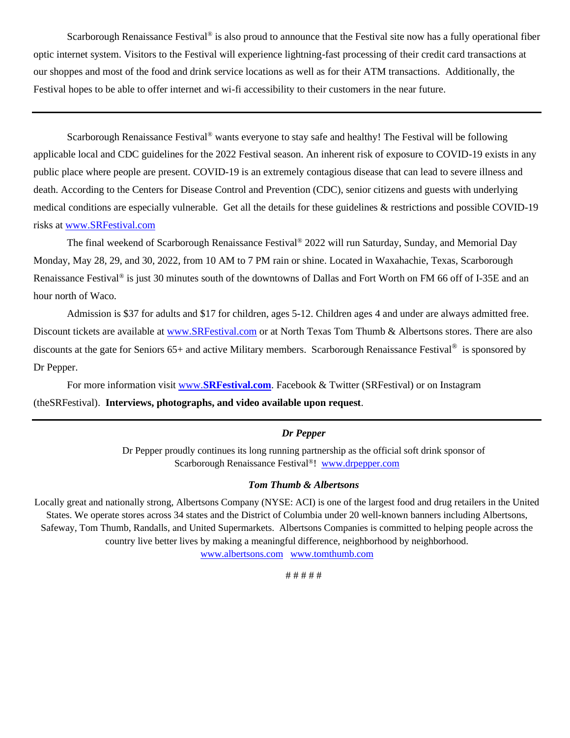Scarborough Renaissance Festival® is also proud to announce that the Festival site now has a fully operational fiber optic internet system. Visitors to the Festival will experience lightning-fast processing of their credit card transactions at our shoppes and most of the food and drink service locations as well as for their ATM transactions. Additionally, the Festival hopes to be able to offer internet and wi-fi accessibility to their customers in the near future.

---

Scarborough Renaissance Festival® wants everyone to stay safe and healthy! The Festival will be following applicable local and CDC guidelines for the 2022 Festival season. An inherent risk of exposure to COVID-19 exists in any public place where people are present. COVID-19 is an extremely contagious disease that can lead to severe illness and death. According to the Centers for Disease Control and Prevention (CDC), senior citizens and guests with underlying medical conditions are especially vulnerable. Get all the details for these guidelines & restrictions and possible COVID-19 risks at www.SRFestival.com

The final weekend of Scarborough Renaissance Festival® 2022 will run Saturday, Sunday, and Memorial Day Monday, May 28, 29, and 30, 2022, from 10 AM to 7 PM rain or shine. Located in Waxahachie, Texas, Scarborough Renaissance Festival® is just 30 minutes south of the downtowns of Dallas and Fort Worth on FM 66 off of I-35E and an hour north of Waco.

Admission is $37 for adults and $17 for children, ages 5-12. Children ages 4 and under are always admitted free. Discount tickets are available at www.SRFestival.com or at North Texas Tom Thumb & Albertsons stores. There are also discounts at the gate for Seniors 65+ and active Military members. Scarborough Renaissance Festival® is sponsored by Dr Pepper.

For more information visit www.**SRFestival.com**. Facebook & Twitter (SRFestival) or on Instagram (theSRFestival). **Interviews, photographs, and video available upon request**.

---

***Dr Pepper***

Dr Pepper proudly continues its long running partnership as the official soft drink sponsor of Scarborough Renaissance Festival®! www.drpepper.com

***Tom Thumb & Albertsons***

Locally great and nationally strong, Albertsons Company (NYSE: ACI) is one of the largest food and drug retailers in the United States. We operate stores across 34 states and the District of Columbia under 20 well-known banners including Albertsons, Safeway, Tom Thumb, Randalls, and United Supermarkets. Albertsons Companies is committed to helping people across the country live better lives by making a meaningful difference, neighborhood by neighborhood.
www.albertsons.com www.tomthumb.com

# # # # #